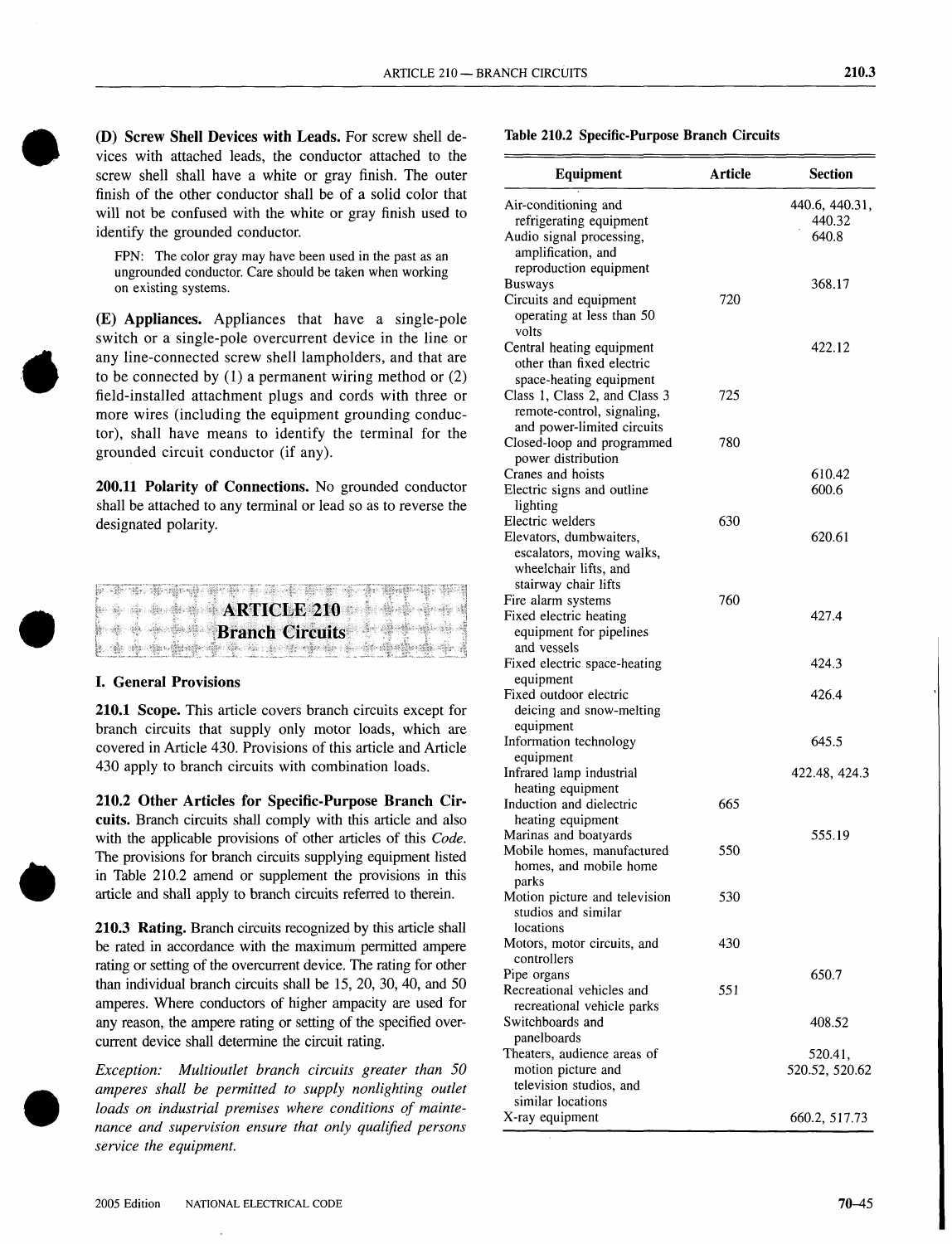**(D) Screw Shell Devices with Leads.** For screw shell devices with attached leads, the conductor attached to the screw shell shall have a white or gray finish. The outer finish of the other conductor shall be of a solid color that will not be confused with the white or gray finish used to identify the grounded conductor.

FPN: The color gray may have been used in the past as an ungrounded conductor. Care should be taken when working on existing systems.

**(E) Appliances.** Appliances that have a single-pole switch or a single-pole overcurrent device in the line or any line-connected screw shell lampholders, and that are to be connected by (1) a permanent wiring method or (2) field-installed attachment plugs and cords with three or more wires (including the equipment grounding conductor), shall have means to identify the terminal for the grounded circuit conductor (if any).

**200.11 Polarity of Connections.** No grounded conductor shall be attached to any terminal or lead so as to reverse the designated polarity.

# ARTICLE 210 Branch Circuits

## I. General Provisions

**210.1 Scope.** This article covers branch circuits except for branch circuits that supply only motor loads, which are covered in Article 430. Provisions of this article and Article 430 apply to branch circuits with combination loads.

**210.2 Other Articles for Specific-Purpose Branch Circuits.** Branch circuits shall comply with this article and also with the applicable provisions of other articles of this *Code*. The provisions for branch circuits supplying equipment listed in Table 210.2 amend or supplement the provisions in this article and shall apply to branch circuits referred to therein.

**210.3 Rating.** Branch circuits recognized by this article shall be rated in accordance with the maximum permitted ampere rating or setting of the overcurrent device. The rating for other than individual branch circuits shall be 15, 20, 30, 40, and 50 amperes. Where conductors of higher ampacity are used for any reason, the ampere rating or setting of the specified overcurrent device shall determine the circuit rating.

*Exception: Multioutlet branch circuits greater than 50 amperes shall be permitted to supply nonlighting outlet loads on industrial premises where conditions of maintenance and supervision ensure that only qualified persons service the equipment.*

**Table 210.2 Specific-Purpose Branch Circuits**

| Equipment | Article | Section |
|---|---|---|
| Air-conditioning and refrigerating equipment | | 440.6, 440.31, 440.32 |
| Audio signal processing, amplification, and reproduction equipment | | 640.8 |
| Busways | | 368.17 |
| Circuits and equipment operating at less than 50 volts | 720 | |
| Central heating equipment other than fixed electric space-heating equipment | | 422.12 |
| Class 1, Class 2, and Class 3 remote-control, signaling, and power-limited circuits | 725 | |
| Closed-loop and programmed power distribution | 780 | |
| Cranes and hoists | | 610.42 |
| Electric signs and outline lighting | | 600.6 |
| Electric welders | 630 | |
| Elevators, dumbwaiters, escalators, moving walks, wheelchair lifts, and stairway chair lifts | | 620.61 |
| Fire alarm systems | 760 | |
| Fixed electric heating equipment for pipelines and vessels | | 427.4 |
| Fixed electric space-heating equipment | | 424.3 |
| Fixed outdoor electric deicing and snow-melting equipment | | 426.4 |
| Information technology equipment | | 645.5 |
| Infrared lamp industrial heating equipment | | 422.48, 424.3 |
| Induction and dielectric heating equipment | 665 | |
| Marinas and boatyards | | 555.19 |
| Mobile homes, manufactured homes, and mobile home parks | 550 | |
| Motion picture and television studios and similar locations | 530 | |
| Motors, motor circuits, and controllers | 430 | |
| Pipe organs | | 650.7 |
| Recreational vehicles and recreational vehicle parks | 551 | |
| Switchboards and panelboards | | 408.52 |
| Theaters, audience areas of motion picture and television studios, and similar locations | | 520.41, 520.52, 520.62 |
| X-ray equipment | | 660.2, 517.73 |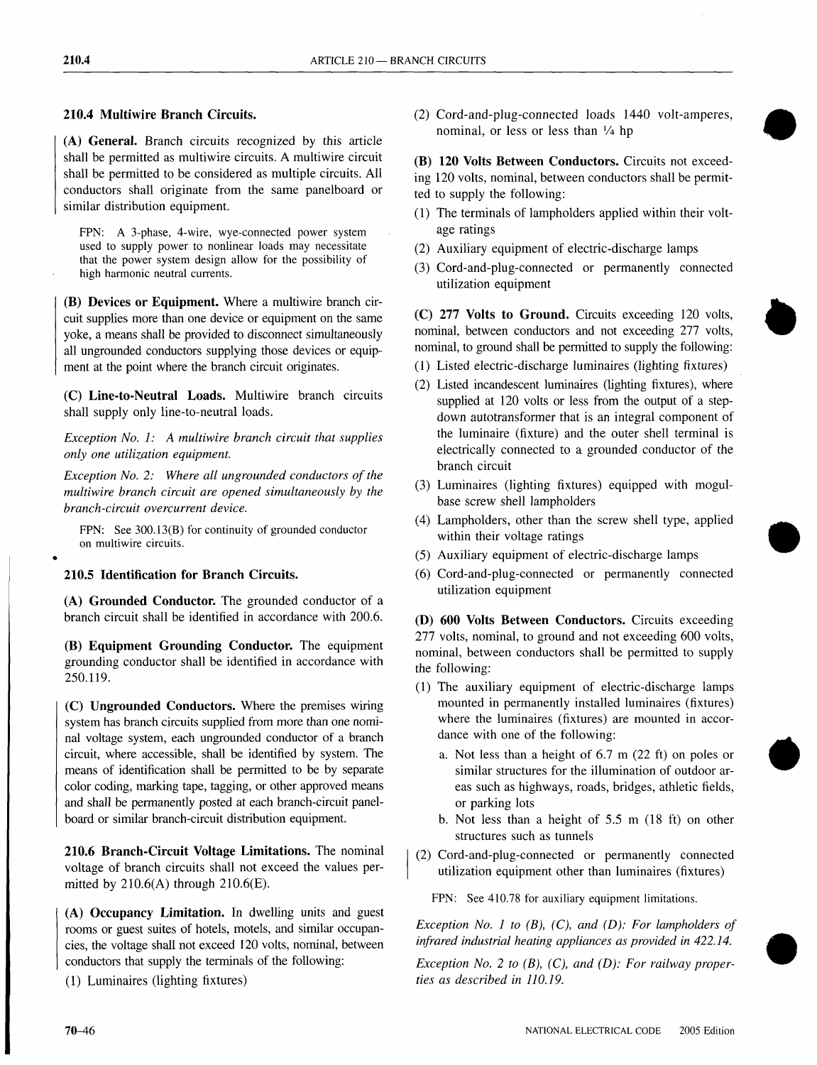### 210.4 Multiwire Branch Circuits.

**(A) General.** Branch circuits recognized by this article shall be permitted as multiwire circuits. A multiwire circuit shall be permitted to be considered as multiple circuits. All conductors shall originate from the same panelboard or similar distribution equipment.

FPN: A 3-phase, 4-wire, wye-connected power system used to supply power to nonlinear loads may necessitate that the power system design allow for the possibility of high harmonic neutral currents.

**(B) Devices or Equipment.** Where a multiwire branch circuit supplies more than one device or equipment on the same yoke, a means shall be provided to disconnect simultaneously all ungrounded conductors supplying those devices or equipment at the point where the branch circuit originates.

**(C) Line-to-Neutral Loads.** Multiwire branch circuits shall supply only line-to-neutral loads.

*Exception No. 1: A multiwire branch circuit that supplies only one utilization equipment.*

*Exception No. 2: Where all ungrounded conductors of the multiwire branch circuit are opened simultaneously by the branch-circuit overcurrent device.*

FPN: See 300.13(B) for continuity of grounded conductor on multiwire circuits.

### 210.5 Identification for Branch Circuits.

**(A) Grounded Conductor.** The grounded conductor of a branch circuit shall be identified in accordance with 200.6.

**(B) Equipment Grounding Conductor.** The equipment grounding conductor shall be identified in accordance with 250.119.

**(C) Ungrounded Conductors.** Where the premises wiring system has branch circuits supplied from more than one nominal voltage system, each ungrounded conductor of a branch circuit, where accessible, shall be identified by system. The means of identification shall be permitted to be by separate color coding, marking tape, tagging, or other approved means and shall be permanently posted at each branch-circuit panelboard or similar branch-circuit distribution equipment.

**210.6 Branch-Circuit Voltage Limitations.** The nominal voltage of branch circuits shall not exceed the values permitted by 210.6(A) through 210.6(E).

**(A) Occupancy Limitation.** In dwelling units and guest rooms or guest suites of hotels, motels, and similar occupancies, the voltage shall not exceed 120 volts, nominal, between conductors that supply the terminals of the following:

(1) Luminaires (lighting fixtures)
(2) Cord-and-plug-connected loads 1440 volt-amperes, nominal, or less or less than 1/4 hp

**(B) 120 Volts Between Conductors.** Circuits not exceeding 120 volts, nominal, between conductors shall be permitted to supply the following:

(1) The terminals of lampholders applied within their voltage ratings
(2) Auxiliary equipment of electric-discharge lamps
(3) Cord-and-plug-connected or permanently connected utilization equipment

**(C) 277 Volts to Ground.** Circuits exceeding 120 volts, nominal, between conductors and not exceeding 277 volts, nominal, to ground shall be permitted to supply the following:

(1) Listed electric-discharge luminaires (lighting fixtures)
(2) Listed incandescent luminaires (lighting fixtures), where supplied at 120 volts or less from the output of a step-down autotransformer that is an integral component of the luminaire (fixture) and the outer shell terminal is electrically connected to a grounded conductor of the branch circuit
(3) Luminaires (lighting fixtures) equipped with mogul-base screw shell lampholders
(4) Lampholders, other than the screw shell type, applied within their voltage ratings
(5) Auxiliary equipment of electric-discharge lamps
(6) Cord-and-plug-connected or permanently connected utilization equipment

**(D) 600 Volts Between Conductors.** Circuits exceeding 277 volts, nominal, to ground and not exceeding 600 volts, nominal, between conductors shall be permitted to supply the following:

(1) The auxiliary equipment of electric-discharge lamps mounted in permanently installed luminaires (fixtures) where the luminaires (fixtures) are mounted in accordance with one of the following:
   a. Not less than a height of 6.7 m (22 ft) on poles or similar structures for the illumination of outdoor areas such as highways, roads, bridges, athletic fields, or parking lots
   b. Not less than a height of 5.5 m (18 ft) on other structures such as tunnels
(2) Cord-and-plug-connected or permanently connected utilization equipment other than luminaires (fixtures)

FPN: See 410.78 for auxiliary equipment limitations.

*Exception No. 1 to (B), (C), and (D): For lampholders of infrared industrial heating appliances as provided in 422.14.*

*Exception No. 2 to (B), (C), and (D): For railway properties as described in 110.19.*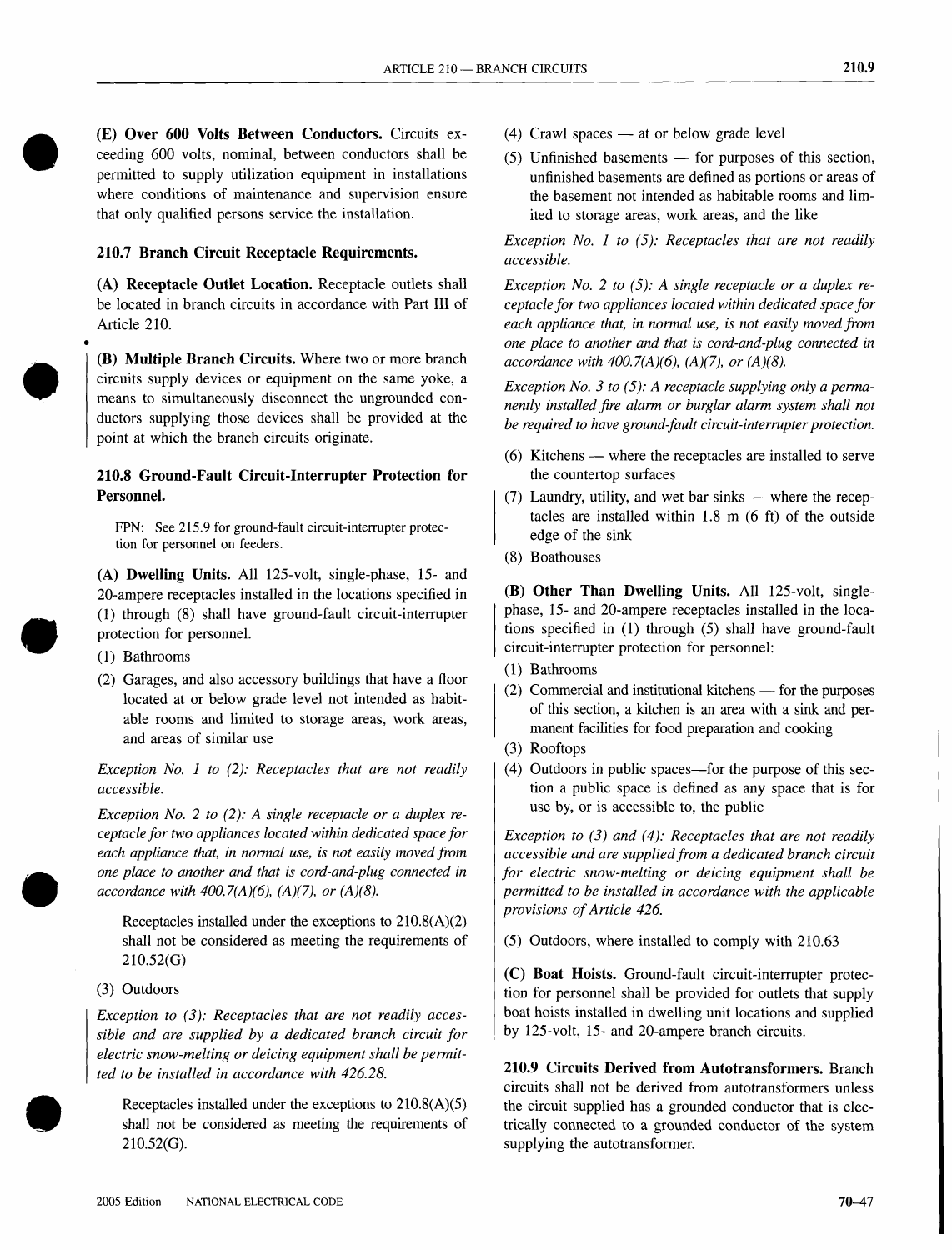**(E) Over 600 Volts Between Conductors.** Circuits exceeding 600 volts, nominal, between conductors shall be permitted to supply utilization equipment in installations where conditions of maintenance and supervision ensure that only qualified persons service the installation.

### 210.7 Branch Circuit Receptacle Requirements.

**(A) Receptacle Outlet Location.** Receptacle outlets shall be located in branch circuits in accordance with Part III of Article 210.

**(B) Multiple Branch Circuits.** Where two or more branch circuits supply devices or equipment on the same yoke, a means to simultaneously disconnect the ungrounded conductors supplying those devices shall be provided at the point at which the branch circuits originate.

### 210.8 Ground-Fault Circuit-Interrupter Protection for Personnel.

FPN: See 215.9 for ground-fault circuit-interrupter protection for personnel on feeders.

**(A) Dwelling Units.** All 125-volt, single-phase, 15- and 20-ampere receptacles installed in the locations specified in (1) through (8) shall have ground-fault circuit-interrupter protection for personnel.

(1) Bathrooms

(2) Garages, and also accessory buildings that have a floor located at or below grade level not intended as habitable rooms and limited to storage areas, work areas, and areas of similar use

*Exception No. 1 to (2): Receptacles that are not readily accessible.*

*Exception No. 2 to (2): A single receptacle or a duplex receptacle for two appliances located within dedicated space for each appliance that, in normal use, is not easily moved from one place to another and that is cord-and-plug connected in accordance with 400.7(A)(6), (A)(7), or (A)(8).*

Receptacles installed under the exceptions to 210.8(A)(2) shall not be considered as meeting the requirements of 210.52(G)

(3) Outdoors

*Exception to (3): Receptacles that are not readily accessible and are supplied by a dedicated branch circuit for electric snow-melting or deicing equipment shall be permitted to be installed in accordance with 426.28.*

Receptacles installed under the exceptions to 210.8(A)(5) shall not be considered as meeting the requirements of 210.52(G).

(4) Crawl spaces — at or below grade level

(5) Unfinished basements — for purposes of this section, unfinished basements are defined as portions or areas of the basement not intended as habitable rooms and limited to storage areas, work areas, and the like

*Exception No. 1 to (5): Receptacles that are not readily accessible.*

*Exception No. 2 to (5): A single receptacle or a duplex receptacle for two appliances located within dedicated space for each appliance that, in normal use, is not easily moved from one place to another and that is cord-and-plug connected in accordance with 400.7(A)(6), (A)(7), or (A)(8).*

*Exception No. 3 to (5): A receptacle supplying only a permanently installed fire alarm or burglar alarm system shall not be required to have ground-fault circuit-interrupter protection.*

(6) Kitchens — where the receptacles are installed to serve the countertop surfaces

(7) Laundry, utility, and wet bar sinks — where the receptacles are installed within 1.8 m (6 ft) of the outside edge of the sink

(8) Boathouses

**(B) Other Than Dwelling Units.** All 125-volt, single-phase, 15- and 20-ampere receptacles installed in the locations specified in (1) through (5) shall have ground-fault circuit-interrupter protection for personnel:

(1) Bathrooms

(2) Commercial and institutional kitchens — for the purposes of this section, a kitchen is an area with a sink and permanent facilities for food preparation and cooking

(3) Rooftops

(4) Outdoors in public spaces—for the purpose of this section a public space is defined as any space that is for use by, or is accessible to, the public

*Exception to (3) and (4): Receptacles that are not readily accessible and are supplied from a dedicated branch circuit for electric snow-melting or deicing equipment shall be permitted to be installed in accordance with the applicable provisions of Article 426.*

(5) Outdoors, where installed to comply with 210.63

**(C) Boat Hoists.** Ground-fault circuit-interrupter protection for personnel shall be provided for outlets that supply boat hoists installed in dwelling unit locations and supplied by 125-volt, 15- and 20-ampere branch circuits.

**210.9 Circuits Derived from Autotransformers.** Branch circuits shall not be derived from autotransformers unless the circuit supplied has a grounded conductor that is electrically connected to a grounded conductor of the system supplying the autotransformer.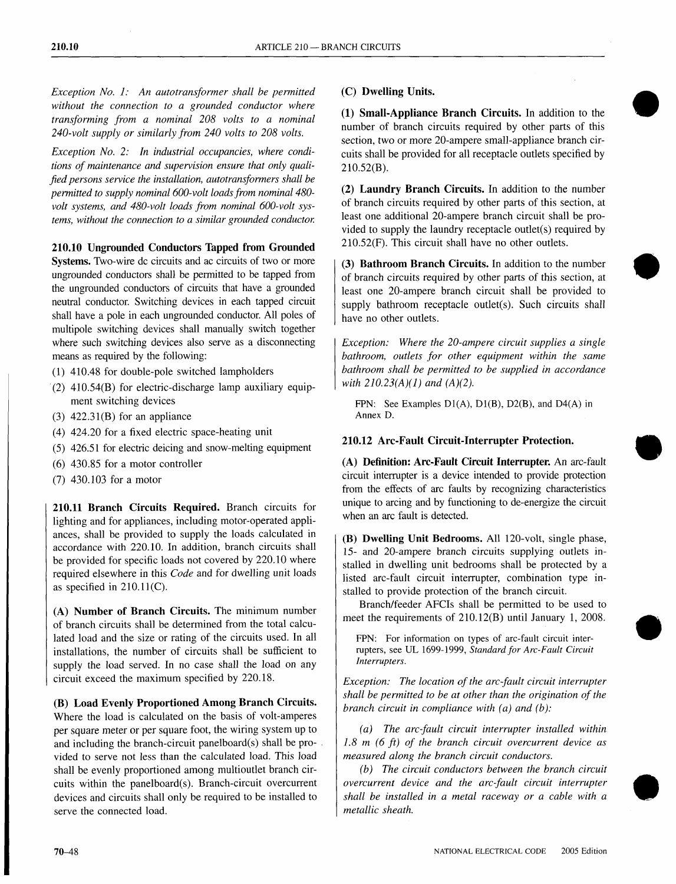*Exception No. 1: An autotransformer shall be permitted without the connection to a grounded conductor where transforming from a nominal 208 volts to a nominal 240-volt supply or similarly from 240 volts to 208 volts.*

*Exception No. 2: In industrial occupancies, where conditions of maintenance and supervision ensure that only qualified persons service the installation, autotransformers shall be permitted to supply nominal 600-volt loads from nominal 480-volt systems, and 480-volt loads from nominal 600-volt systems, without the connection to a similar grounded conductor.*

**210.10 Ungrounded Conductors Tapped from Grounded Systems.** Two-wire dc circuits and ac circuits of two or more ungrounded conductors shall be permitted to be tapped from the ungrounded conductors of circuits that have a grounded neutral conductor. Switching devices in each tapped circuit shall have a pole in each ungrounded conductor. All poles of multipole switching devices shall manually switch together where such switching devices also serve as a disconnecting means as required by the following:

(1) 410.48 for double-pole switched lampholders
(2) 410.54(B) for electric-discharge lamp auxiliary equipment switching devices
(3) 422.31(B) for an appliance
(4) 424.20 for a fixed electric space-heating unit
(5) 426.51 for electric deicing and snow-melting equipment
(6) 430.85 for a motor controller
(7) 430.103 for a motor

**210.11 Branch Circuits Required.** Branch circuits for lighting and for appliances, including motor-operated appliances, shall be provided to supply the loads calculated in accordance with 220.10. In addition, branch circuits shall be provided for specific loads not covered by 220.10 where required elsewhere in this *Code* and for dwelling unit loads as specified in 210.11(C).

**(A) Number of Branch Circuits.** The minimum number of branch circuits shall be determined from the total calculated load and the size or rating of the circuits used. In all installations, the number of circuits shall be sufficient to supply the load served. In no case shall the load on any circuit exceed the maximum specified by 220.18.

**(B) Load Evenly Proportioned Among Branch Circuits.** Where the load is calculated on the basis of volt-amperes per square meter or per square foot, the wiring system up to and including the branch-circuit panelboard(s) shall be provided to serve not less than the calculated load. This load shall be evenly proportioned among multioutlet branch circuits within the panelboard(s). Branch-circuit overcurrent devices and circuits shall only be required to be installed to serve the connected load.

**(C) Dwelling Units.**

**(1) Small-Appliance Branch Circuits.** In addition to the number of branch circuits required by other parts of this section, two or more 20-ampere small-appliance branch circuits shall be provided for all receptacle outlets specified by 210.52(B).

**(2) Laundry Branch Circuits.** In addition to the number of branch circuits required by other parts of this section, at least one additional 20-ampere branch circuit shall be provided to supply the laundry receptacle outlet(s) required by 210.52(F). This circuit shall have no other outlets.

**(3) Bathroom Branch Circuits.** In addition to the number of branch circuits required by other parts of this section, at least one 20-ampere branch circuit shall be provided to supply bathroom receptacle outlet(s). Such circuits shall have no other outlets.

*Exception: Where the 20-ampere circuit supplies a single bathroom, outlets for other equipment within the same bathroom shall be permitted to be supplied in accordance with 210.23(A)(1) and (A)(2).*

FPN: See Examples D1(A), D1(B), D2(B), and D4(A) in Annex D.

**210.12 Arc-Fault Circuit-Interrupter Protection.**

**(A) Definition: Arc-Fault Circuit Interrupter.** An arc-fault circuit interrupter is a device intended to provide protection from the effects of arc faults by recognizing characteristics unique to arcing and by functioning to de-energize the circuit when an arc fault is detected.

**(B) Dwelling Unit Bedrooms.** All 120-volt, single phase, 15- and 20-ampere branch circuits supplying outlets installed in dwelling unit bedrooms shall be protected by a listed arc-fault circuit interrupter, combination type installed to provide protection of the branch circuit.

Branch/feeder AFCIs shall be permitted to be used to meet the requirements of 210.12(B) until January 1, 2008.

FPN: For information on types of arc-fault circuit interrupters, see UL 1699-1999, *Standard for Arc-Fault Circuit Interrupters.*

*Exception: The location of the arc-fault circuit interrupter shall be permitted to be at other than the origination of the branch circuit in compliance with (a) and (b):*

*(a) The arc-fault circuit interrupter installed within 1.8 m (6 ft) of the branch circuit overcurrent device as measured along the branch circuit conductors.*

*(b) The circuit conductors between the branch circuit overcurrent device and the arc-fault circuit interrupter shall be installed in a metal raceway or a cable with a metallic sheath.*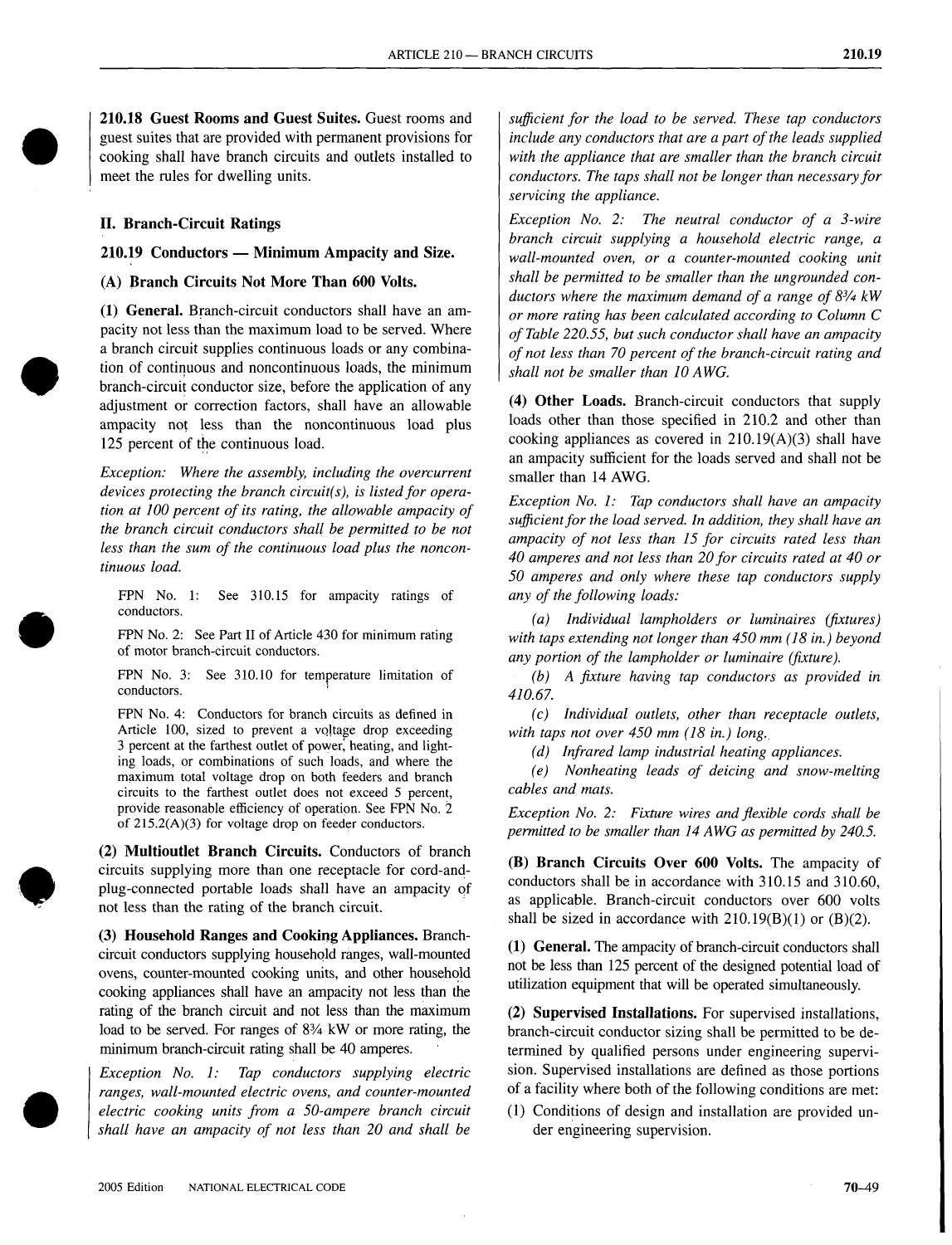**210.18 Guest Rooms and Guest Suites.** Guest rooms and guest suites that are provided with permanent provisions for cooking shall have branch circuits and outlets installed to meet the rules for dwelling units.

## II. Branch-Circuit Ratings

### 210.19 Conductors — Minimum Ampacity and Size.

**(A) Branch Circuits Not More Than 600 Volts.**

**(1) General.** Branch-circuit conductors shall have an ampacity not less than the maximum load to be served. Where a branch circuit supplies continuous loads or any combination of continuous and noncontinuous loads, the minimum branch-circuit conductor size, before the application of any adjustment or correction factors, shall have an allowable ampacity not less than the noncontinuous load plus 125 percent of the continuous load.

*Exception: Where the assembly, including the overcurrent devices protecting the branch circuit(s), is listed for operation at 100 percent of its rating, the allowable ampacity of the branch circuit conductors shall be permitted to be not less than the sum of the continuous load plus the noncontinuous load.*

FPN No. 1: See 310.15 for ampacity ratings of conductors.

FPN No. 2: See Part II of Article 430 for minimum rating of motor branch-circuit conductors.

FPN No. 3: See 310.10 for temperature limitation of conductors.

FPN No. 4: Conductors for branch circuits as defined in Article 100, sized to prevent a voltage drop exceeding 3 percent at the farthest outlet of power, heating, and lighting loads, or combinations of such loads, and where the maximum total voltage drop on both feeders and branch circuits to the farthest outlet does not exceed 5 percent, provide reasonable efficiency of operation. See FPN No. 2 of 215.2(A)(3) for voltage drop on feeder conductors.

**(2) Multioutlet Branch Circuits.** Conductors of branch circuits supplying more than one receptacle for cord-and-plug-connected portable loads shall have an ampacity of not less than the rating of the branch circuit.

**(3) Household Ranges and Cooking Appliances.** Branch-circuit conductors supplying household ranges, wall-mounted ovens, counter-mounted cooking units, and other household cooking appliances shall have an ampacity not less than the rating of the branch circuit and not less than the maximum load to be served. For ranges of 8¾ kW or more rating, the minimum branch-circuit rating shall be 40 amperes.

*Exception No. 1: Tap conductors supplying electric ranges, wall-mounted electric ovens, and counter-mounted electric cooking units from a 50-ampere branch circuit shall have an ampacity of not less than 20 and shall be sufficient for the load to be served. These tap conductors include any conductors that are a part of the leads supplied with the appliance that are smaller than the branch circuit conductors. The taps shall not be longer than necessary for servicing the appliance.*

*Exception No. 2: The neutral conductor of a 3-wire branch circuit supplying a household electric range, a wall-mounted oven, or a counter-mounted cooking unit shall be permitted to be smaller than the ungrounded conductors where the maximum demand of a range of 8¾ kW or more rating has been calculated according to Column C of Table 220.55, but such conductor shall have an ampacity of not less than 70 percent of the branch-circuit rating and shall not be smaller than 10 AWG.*

**(4) Other Loads.** Branch-circuit conductors that supply loads other than those specified in 210.2 and other than cooking appliances as covered in 210.19(A)(3) shall have an ampacity sufficient for the loads served and shall not be smaller than 14 AWG.

*Exception No. 1: Tap conductors shall have an ampacity sufficient for the load served. In addition, they shall have an ampacity of not less than 15 for circuits rated less than 40 amperes and not less than 20 for circuits rated at 40 or 50 amperes and only where these tap conductors supply any of the following loads:*

*(a) Individual lampholders or luminaires (fixtures) with taps extending not longer than 450 mm (18 in.) beyond any portion of the lampholder or luminaire (fixture).*

*(b) A fixture having tap conductors as provided in 410.67.*

*(c) Individual outlets, other than receptacle outlets, with taps not over 450 mm (18 in.) long.*

*(d) Infrared lamp industrial heating appliances.*

*(e) Nonheating leads of deicing and snow-melting cables and mats.*

*Exception No. 2: Fixture wires and flexible cords shall be permitted to be smaller than 14 AWG as permitted by 240.5.*

**(B) Branch Circuits Over 600 Volts.** The ampacity of conductors shall be in accordance with 310.15 and 310.60, as applicable. Branch-circuit conductors over 600 volts shall be sized in accordance with 210.19(B)(1) or (B)(2).

**(1) General.** The ampacity of branch-circuit conductors shall not be less than 125 percent of the designed potential load of utilization equipment that will be operated simultaneously.

**(2) Supervised Installations.** For supervised installations, branch-circuit conductor sizing shall be permitted to be determined by qualified persons under engineering supervision. Supervised installations are defined as those portions of a facility where both of the following conditions are met:

(1) Conditions of design and installation are provided under engineering supervision.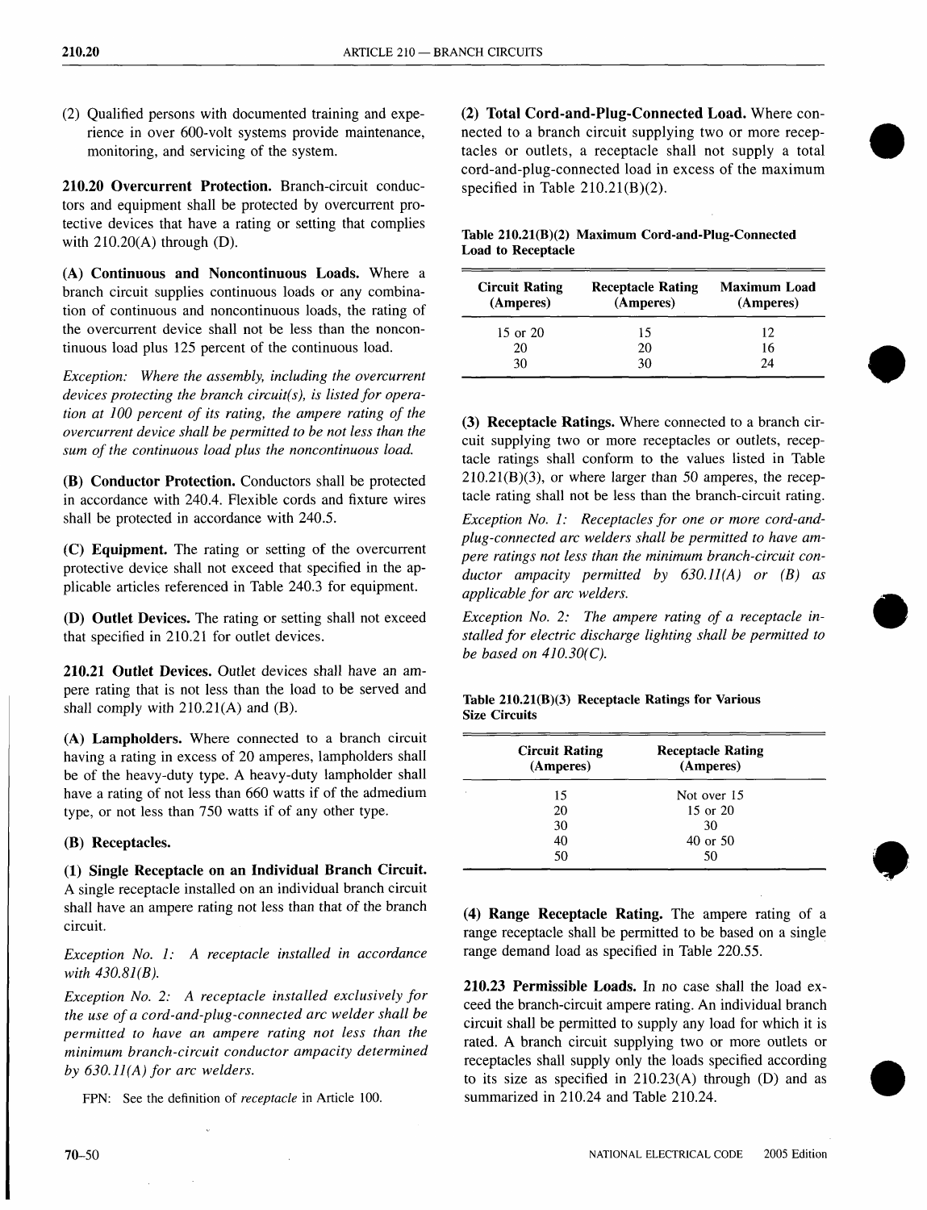(2) Qualified persons with documented training and experience in over 600-volt systems provide maintenance, monitoring, and servicing of the system.

**210.20 Overcurrent Protection.** Branch-circuit conductors and equipment shall be protected by overcurrent protective devices that have a rating or setting that complies with 210.20(A) through (D).

**(A) Continuous and Noncontinuous Loads.** Where a branch circuit supplies continuous loads or any combination of continuous and noncontinuous loads, the rating of the overcurrent device shall not be less than the noncontinuous load plus 125 percent of the continuous load.

*Exception: Where the assembly, including the overcurrent devices protecting the branch circuit(s), is listed for operation at 100 percent of its rating, the ampere rating of the overcurrent device shall be permitted to be not less than the sum of the continuous load plus the noncontinuous load.*

**(B) Conductor Protection.** Conductors shall be protected in accordance with 240.4. Flexible cords and fixture wires shall be protected in accordance with 240.5.

**(C) Equipment.** The rating or setting of the overcurrent protective device shall not exceed that specified in the applicable articles referenced in Table 240.3 for equipment.

**(D) Outlet Devices.** The rating or setting shall not exceed that specified in 210.21 for outlet devices.

**210.21 Outlet Devices.** Outlet devices shall have an ampere rating that is not less than the load to be served and shall comply with 210.21(A) and (B).

**(A) Lampholders.** Where connected to a branch circuit having a rating in excess of 20 amperes, lampholders shall be of the heavy-duty type. A heavy-duty lampholder shall have a rating of not less than 660 watts if of the admedium type, or not less than 750 watts if of any other type.

**(B) Receptacles.**

**(1) Single Receptacle on an Individual Branch Circuit.** A single receptacle installed on an individual branch circuit shall have an ampere rating not less than that of the branch circuit.

*Exception No. 1: A receptacle installed in accordance with 430.81(B).*

*Exception No. 2: A receptacle installed exclusively for the use of a cord-and-plug-connected arc welder shall be permitted to have an ampere rating not less than the minimum branch-circuit conductor ampacity determined by 630.11(A) for arc welders.*

FPN: See the definition of *receptacle* in Article 100.

**(2) Total Cord-and-Plug-Connected Load.** Where connected to a branch circuit supplying two or more receptacles or outlets, a receptacle shall not supply a total cord-and-plug-connected load in excess of the maximum specified in Table 210.21(B)(2).

**Table 210.21(B)(2) Maximum Cord-and-Plug-Connected Load to Receptacle**

| Circuit Rating (Amperes) | Receptacle Rating (Amperes) | Maximum Load (Amperes) |
|---|---|---|
| 15 or 20 | 15 | 12 |
| 20 | 20 | 16 |
| 30 | 30 | 24 |

**(3) Receptacle Ratings.** Where connected to a branch circuit supplying two or more receptacles or outlets, receptacle ratings shall conform to the values listed in Table 210.21(B)(3), or where larger than 50 amperes, the receptacle rating shall not be less than the branch-circuit rating.

*Exception No. 1: Receptacles for one or more cord-and-plug-connected arc welders shall be permitted to have ampere ratings not less than the minimum branch-circuit conductor ampacity permitted by 630.11(A) or (B) as applicable for arc welders.*

*Exception No. 2: The ampere rating of a receptacle installed for electric discharge lighting shall be permitted to be based on 410.30(C).*

**Table 210.21(B)(3) Receptacle Ratings for Various Size Circuits**

| Circuit Rating (Amperes) | Receptacle Rating (Amperes) |
|---|---|
| 15 | Not over 15 |
| 20 | 15 or 20 |
| 30 | 30 |
| 40 | 40 or 50 |
| 50 | 50 |

**(4) Range Receptacle Rating.** The ampere rating of a range receptacle shall be permitted to be based on a single range demand load as specified in Table 220.55.

**210.23 Permissible Loads.** In no case shall the load exceed the branch-circuit ampere rating. An individual branch circuit shall be permitted to supply any load for which it is rated. A branch circuit supplying two or more outlets or receptacles shall supply only the loads specified according to its size as specified in 210.23(A) through (D) and as summarized in 210.24 and Table 210.24.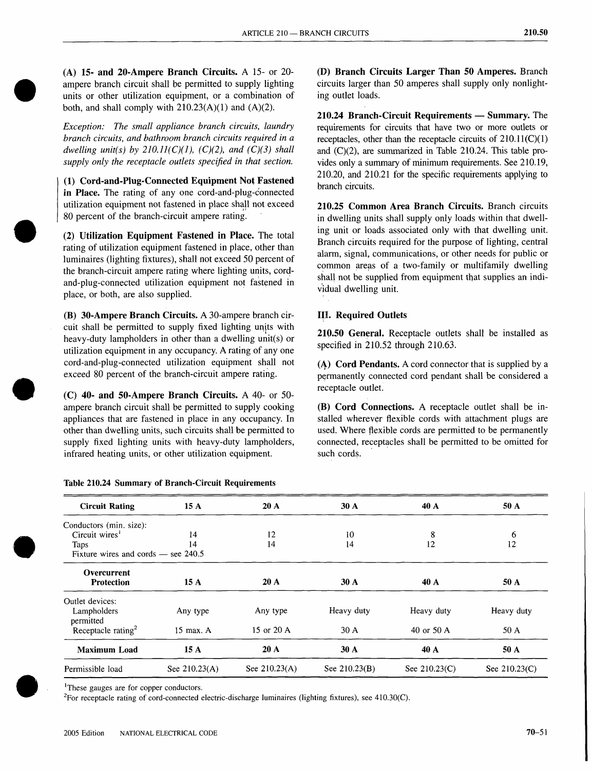**(A) 15- and 20-Ampere Branch Circuits.** A 15- or 20-ampere branch circuit shall be permitted to supply lighting units or other utilization equipment, or a combination of both, and shall comply with 210.23(A)(1) and (A)(2).

*Exception: The small appliance branch circuits, laundry branch circuits, and bathroom branch circuits required in a dwelling unit(s) by 210.11(C)(1), (C)(2), and (C)(3) shall supply only the receptacle outlets specified in that section.*

**(1) Cord-and-Plug-Connected Equipment Not Fastened in Place.** The rating of any one cord-and-plug-connected utilization equipment not fastened in place shall not exceed 80 percent of the branch-circuit ampere rating.

**(2) Utilization Equipment Fastened in Place.** The total rating of utilization equipment fastened in place, other than luminaires (lighting fixtures), shall not exceed 50 percent of the branch-circuit ampere rating where lighting units, cord-and-plug-connected utilization equipment not fastened in place, or both, are also supplied.

**(B) 30-Ampere Branch Circuits.** A 30-ampere branch circuit shall be permitted to supply fixed lighting units with heavy-duty lampholders in other than a dwelling unit(s) or utilization equipment in any occupancy. A rating of any one cord-and-plug-connected utilization equipment shall not exceed 80 percent of the branch-circuit ampere rating.

**(C) 40- and 50-Ampere Branch Circuits.** A 40- or 50-ampere branch circuit shall be permitted to supply cooking appliances that are fastened in place in any occupancy. In other than dwelling units, such circuits shall be permitted to supply fixed lighting units with heavy-duty lampholders, infrared heating units, or other utilization equipment.

**(D) Branch Circuits Larger Than 50 Amperes.** Branch circuits larger than 50 amperes shall supply only nonlighting outlet loads.

**210.24 Branch-Circuit Requirements — Summary.** The requirements for circuits that have two or more outlets or receptacles, other than the receptacle circuits of 210.11(C)(1) and (C)(2), are summarized in Table 210.24. This table provides only a summary of minimum requirements. See 210.19, 210.20, and 210.21 for the specific requirements applying to branch circuits.

**210.25 Common Area Branch Circuits.** Branch circuits in dwelling units shall supply only loads within that dwelling unit or loads associated only with that dwelling unit. Branch circuits required for the purpose of lighting, central alarm, signal, communications, or other needs for public or common areas of a two-family or multifamily dwelling shall not be supplied from equipment that supplies an individual dwelling unit.

## III. Required Outlets

**210.50 General.** Receptacle outlets shall be installed as specified in 210.52 through 210.63.

**(A) Cord Pendants.** A cord connector that is supplied by a permanently connected cord pendant shall be considered a receptacle outlet.

**(B) Cord Connections.** A receptacle outlet shall be installed wherever flexible cords with attachment plugs are used. Where flexible cords are permitted to be permanently connected, receptacles shall be permitted to be omitted for such cords.

**Table 210.24 Summary of Branch-Circuit Requirements**

| Circuit Rating | 15 A | 20 A | 30 A | 40 A | 50 A |
|---|---|---|---|---|---|
| Conductors (min. size): | | | | | |
| Circuit wires[1] | 14 | 12 | 10 | 8 | 6 |
| Taps | 14 | 14 | 14 | 12 | 12 |
| Fixture wires and cords — see 240.5 | | | | | |
| **Overcurrent Protection** | **15 A** | **20 A** | **30 A** | **40 A** | **50 A** |
| Outlet devices: | | | | | |
| Lampholders permitted | Any type | Any type | Heavy duty | Heavy duty | Heavy duty |
| Receptacle rating[2] | 15 max. A | 15 or 20 A | 30 A | 40 or 50 A | 50 A |
| **Maximum Load** | **15 A** | **20 A** | **30 A** | **40 A** | **50 A** |
| Permissible load | See 210.23(A) | See 210.23(A) | See 210.23(B) | See 210.23(C) | See 210.23(C) |

[1]These gauges are for copper conductors.

[2]For receptacle rating of cord-connected electric-discharge luminaires (lighting fixtures), see 410.30(C).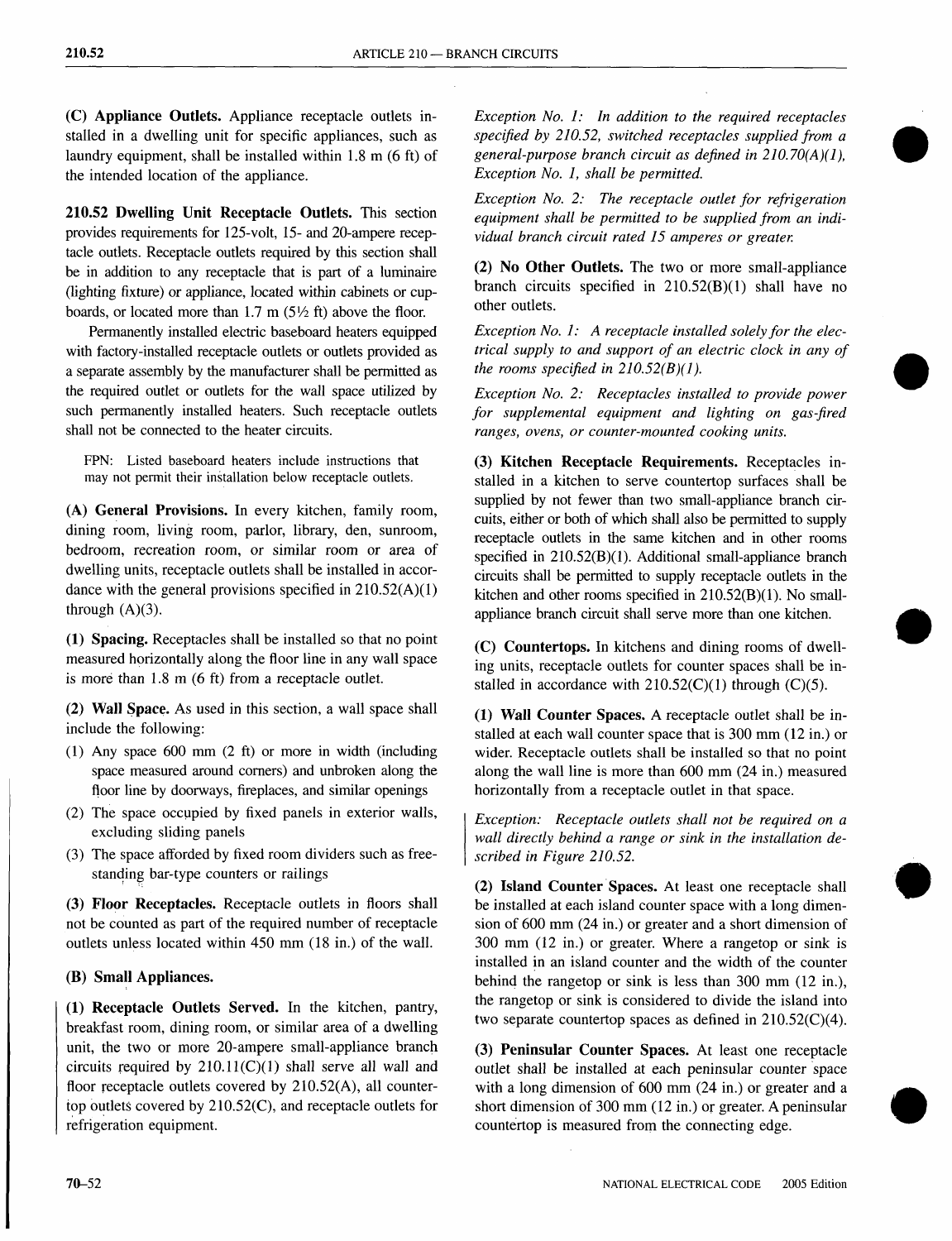**(C) Appliance Outlets.** Appliance receptacle outlets installed in a dwelling unit for specific appliances, such as laundry equipment, shall be installed within 1.8 m (6 ft) of the intended location of the appliance.

**210.52 Dwelling Unit Receptacle Outlets.** This section provides requirements for 125-volt, 15- and 20-ampere receptacle outlets. Receptacle outlets required by this section shall be in addition to any receptacle that is part of a luminaire (lighting fixture) or appliance, located within cabinets or cupboards, or located more than 1.7 m (5½ ft) above the floor.

Permanently installed electric baseboard heaters equipped with factory-installed receptacle outlets or outlets provided as a separate assembly by the manufacturer shall be permitted as the required outlet or outlets for the wall space utilized by such permanently installed heaters. Such receptacle outlets shall not be connected to the heater circuits.

FPN: Listed baseboard heaters include instructions that may not permit their installation below receptacle outlets.

**(A) General Provisions.** In every kitchen, family room, dining room, living room, parlor, library, den, sunroom, bedroom, recreation room, or similar room or area of dwelling units, receptacle outlets shall be installed in accordance with the general provisions specified in 210.52(A)(1) through (A)(3).

**(1) Spacing.** Receptacles shall be installed so that no point measured horizontally along the floor line in any wall space is more than 1.8 m (6 ft) from a receptacle outlet.

**(2) Wall Space.** As used in this section, a wall space shall include the following:

(1) Any space 600 mm (2 ft) or more in width (including space measured around corners) and unbroken along the floor line by doorways, fireplaces, and similar openings
(2) The space occupied by fixed panels in exterior walls, excluding sliding panels
(3) The space afforded by fixed room dividers such as freestanding bar-type counters or railings

**(3) Floor Receptacles.** Receptacle outlets in floors shall not be counted as part of the required number of receptacle outlets unless located within 450 mm (18 in.) of the wall.

**(B) Small Appliances.**

**(1) Receptacle Outlets Served.** In the kitchen, pantry, breakfast room, dining room, or similar area of a dwelling unit, the two or more 20-ampere small-appliance branch circuits required by 210.11(C)(1) shall serve all wall and floor receptacle outlets covered by 210.52(A), all countertop outlets covered by 210.52(C), and receptacle outlets for refrigeration equipment.

*Exception No. 1: In addition to the required receptacles specified by 210.52, switched receptacles supplied from a general-purpose branch circuit as defined in 210.70(A)(1), Exception No. 1, shall be permitted.*

*Exception No. 2: The receptacle outlet for refrigeration equipment shall be permitted to be supplied from an individual branch circuit rated 15 amperes or greater.*

**(2) No Other Outlets.** The two or more small-appliance branch circuits specified in 210.52(B)(1) shall have no other outlets.

*Exception No. 1: A receptacle installed solely for the electrical supply to and support of an electric clock in any of the rooms specified in 210.52(B)(1).*

*Exception No. 2: Receptacles installed to provide power for supplemental equipment and lighting on gas-fired ranges, ovens, or counter-mounted cooking units.*

**(3) Kitchen Receptacle Requirements.** Receptacles installed in a kitchen to serve countertop surfaces shall be supplied by not fewer than two small-appliance branch circuits, either or both of which shall also be permitted to supply receptacle outlets in the same kitchen and in other rooms specified in 210.52(B)(1). Additional small-appliance branch circuits shall be permitted to supply receptacle outlets in the kitchen and other rooms specified in 210.52(B)(1). No small-appliance branch circuit shall serve more than one kitchen.

**(C) Countertops.** In kitchens and dining rooms of dwelling units, receptacle outlets for counter spaces shall be installed in accordance with 210.52(C)(1) through (C)(5).

**(1) Wall Counter Spaces.** A receptacle outlet shall be installed at each wall counter space that is 300 mm (12 in.) or wider. Receptacle outlets shall be installed so that no point along the wall line is more than 600 mm (24 in.) measured horizontally from a receptacle outlet in that space.

*Exception: Receptacle outlets shall not be required on a wall directly behind a range or sink in the installation described in Figure 210.52.*

**(2) Island Counter Spaces.** At least one receptacle shall be installed at each island counter space with a long dimension of 600 mm (24 in.) or greater and a short dimension of 300 mm (12 in.) or greater. Where a rangetop or sink is installed in an island counter and the width of the counter behind the rangetop or sink is less than 300 mm (12 in.), the rangetop or sink is considered to divide the island into two separate countertop spaces as defined in 210.52(C)(4).

**(3) Peninsular Counter Spaces.** At least one receptacle outlet shall be installed at each peninsular counter space with a long dimension of 600 mm (24 in.) or greater and a short dimension of 300 mm (12 in.) or greater. A peninsular countertop is measured from the connecting edge.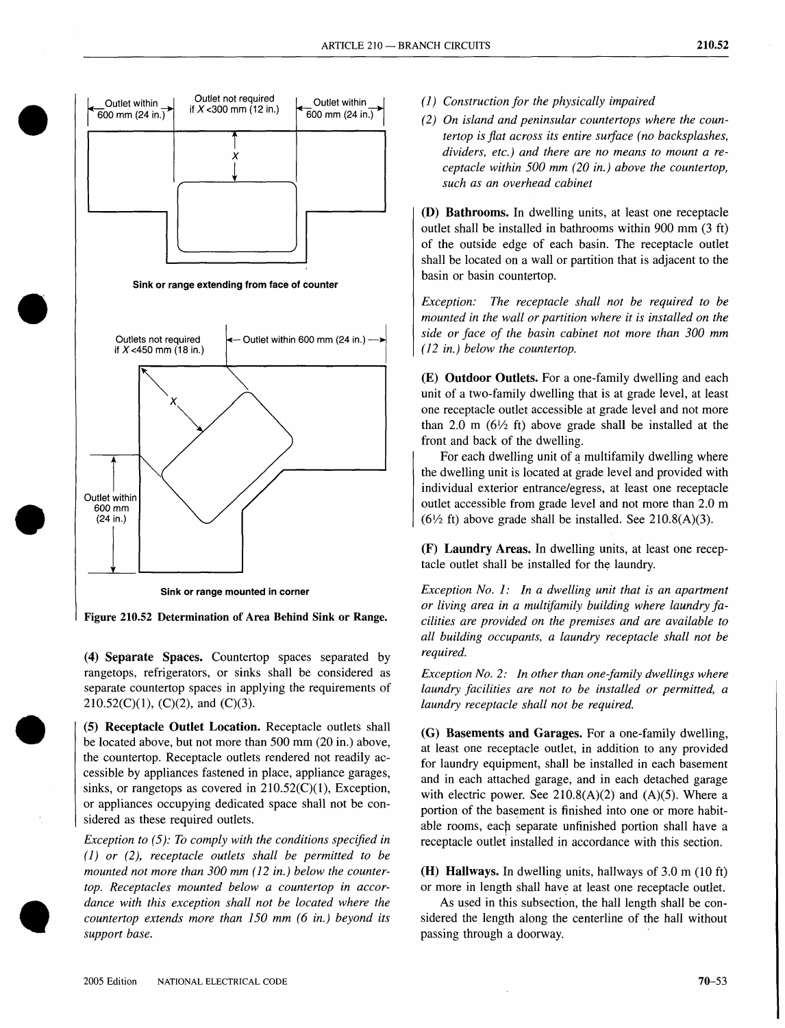Outlet within 600 mm (24 in.)

Outlet not required if $X$ <300 mm (12 in.)

Outlet within 600 mm (24 in.)

Sink or range extending from face of counter

Outlets not required if $X$ <450 mm (18 in.)

Outlet within 600 mm (24 in.)

Outlet within 600 mm (24 in.)

Sink or range mounted in corner

**Figure 210.52 Determination of Area Behind Sink or Range.**

**(4) Separate Spaces.** Countertop spaces separated by rangetops, refrigerators, or sinks shall be considered as separate countertop spaces in applying the requirements of 210.52(C)(1), (C)(2), and (C)(3).

**(5) Receptacle Outlet Location.** Receptacle outlets shall be located above, but not more than 500 mm (20 in.) above, the countertop. Receptacle outlets rendered not readily accessible by appliances fastened in place, appliance garages, sinks, or rangetops as covered in 210.52(C)(1), Exception, or appliances occupying dedicated space shall not be considered as these required outlets.

*Exception to (5): To comply with the conditions specified in (1) or (2), receptacle outlets shall be permitted to be mounted not more than 300 mm (12 in.) below the countertop. Receptacles mounted below a countertop in accordance with this exception shall not be located where the countertop extends more than 150 mm (6 in.) beyond its support base.*

*(1) Construction for the physically impaired*

*(2) On island and peninsular countertops where the countertop is flat across its entire surface (no backsplashes, dividers, etc.) and there are no means to mount a receptacle within 500 mm (20 in.) above the countertop, such as an overhead cabinet*

**(D) Bathrooms.** In dwelling units, at least one receptacle outlet shall be installed in bathrooms within 900 mm (3 ft) of the outside edge of each basin. The receptacle outlet shall be located on a wall or partition that is adjacent to the basin or basin countertop.

*Exception: The receptacle shall not be required to be mounted in the wall or partition where it is installed on the side or face of the basin cabinet not more than 300 mm (12 in.) below the countertop.*

**(E) Outdoor Outlets.** For a one-family dwelling and each unit of a two-family dwelling that is at grade level, at least one receptacle outlet accessible at grade level and not more than 2.0 m (6½ ft) above grade shall be installed at the front and back of the dwelling.

For each dwelling unit of a multifamily dwelling where the dwelling unit is located at grade level and provided with individual exterior entrance/egress, at least one receptacle outlet accessible from grade level and not more than 2.0 m (6½ ft) above grade shall be installed. See 210.8(A)(3).

**(F) Laundry Areas.** In dwelling units, at least one receptacle outlet shall be installed for the laundry.

*Exception No. 1: In a dwelling unit that is an apartment or living area in a multifamily building where laundry facilities are provided on the premises and are available to all building occupants, a laundry receptacle shall not be required.*

*Exception No. 2: In other than one-family dwellings where laundry facilities are not to be installed or permitted, a laundry receptacle shall not be required.*

**(G) Basements and Garages.** For a one-family dwelling, at least one receptacle outlet, in addition to any provided for laundry equipment, shall be installed in each basement and in each attached garage, and in each detached garage with electric power. See 210.8(A)(2) and (A)(5). Where a portion of the basement is finished into one or more habitable rooms, each separate unfinished portion shall have a receptacle outlet installed in accordance with this section.

**(H) Hallways.** In dwelling units, hallways of 3.0 m (10 ft) or more in length shall have at least one receptacle outlet.

As used in this subsection, the hall length shall be considered the length along the centerline of the hall without passing through a doorway.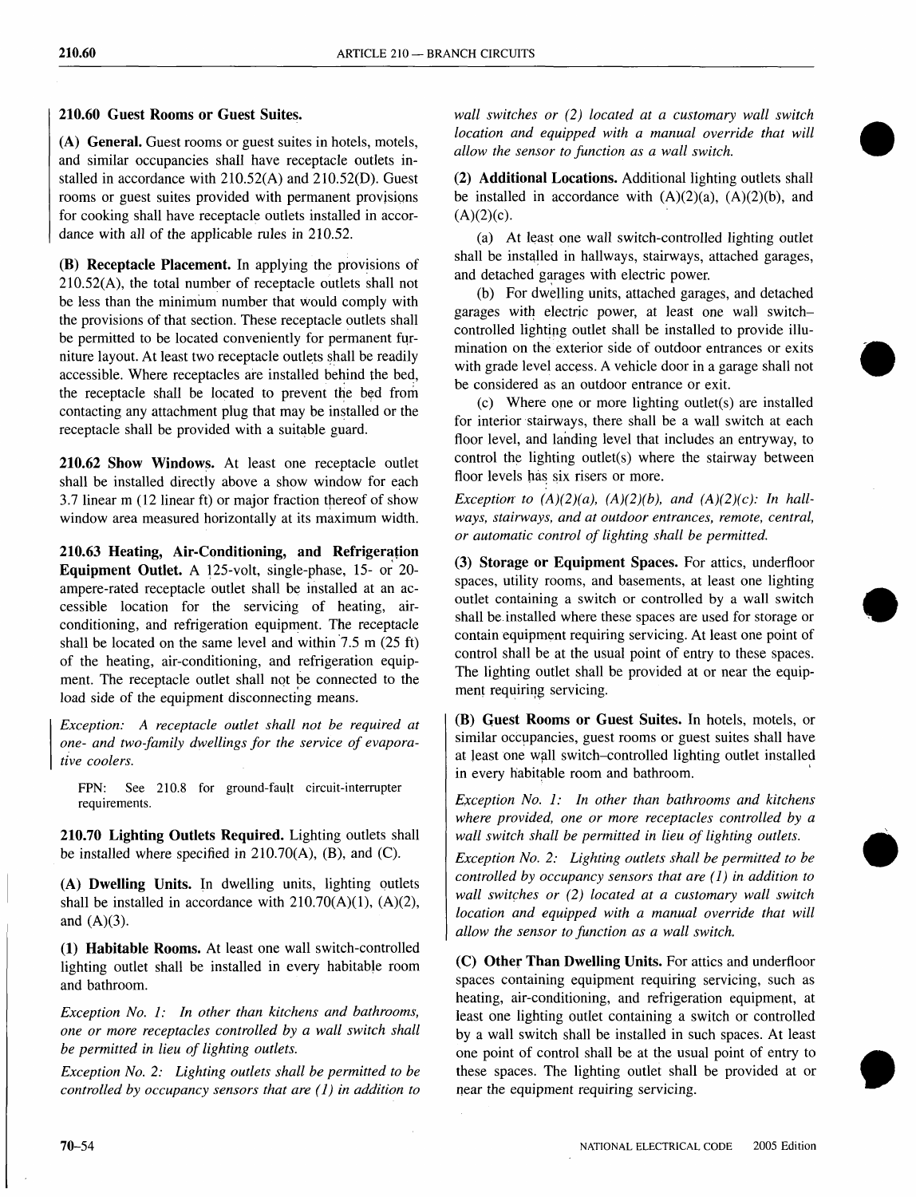### 210.60 Guest Rooms or Guest Suites.

**(A) General.** Guest rooms or guest suites in hotels, motels, and similar occupancies shall have receptacle outlets installed in accordance with 210.52(A) and 210.52(D). Guest rooms or guest suites provided with permanent provisions for cooking shall have receptacle outlets installed in accordance with all of the applicable rules in 210.52.

**(B) Receptacle Placement.** In applying the provisions of 210.52(A), the total number of receptacle outlets shall not be less than the minimum number that would comply with the provisions of that section. These receptacle outlets shall be permitted to be located conveniently for permanent furniture layout. At least two receptacle outlets shall be readily accessible. Where receptacles are installed behind the bed, the receptacle shall be located to prevent the bed from contacting any attachment plug that may be installed or the receptacle shall be provided with a suitable guard.

**210.62 Show Windows.** At least one receptacle outlet shall be installed directly above a show window for each 3.7 linear m (12 linear ft) or major fraction thereof of show window area measured horizontally at its maximum width.

**210.63 Heating, Air-Conditioning, and Refrigeration Equipment Outlet.** A 125-volt, single-phase, 15- or 20-ampere-rated receptacle outlet shall be installed at an accessible location for the servicing of heating, air-conditioning, and refrigeration equipment. The receptacle shall be located on the same level and within 7.5 m (25 ft) of the heating, air-conditioning, and refrigeration equipment. The receptacle outlet shall not be connected to the load side of the equipment disconnecting means.

*Exception: A receptacle outlet shall not be required at one- and two-family dwellings for the service of evaporative coolers.*

FPN: See 210.8 for ground-fault circuit-interrupter requirements.

**210.70 Lighting Outlets Required.** Lighting outlets shall be installed where specified in 210.70(A), (B), and (C).

**(A) Dwelling Units.** In dwelling units, lighting outlets shall be installed in accordance with 210.70(A)(1), (A)(2), and (A)(3).

**(1) Habitable Rooms.** At least one wall switch-controlled lighting outlet shall be installed in every habitable room and bathroom.

*Exception No. 1: In other than kitchens and bathrooms, one or more receptacles controlled by a wall switch shall be permitted in lieu of lighting outlets.*

*Exception No. 2: Lighting outlets shall be permitted to be controlled by occupancy sensors that are (1) in addition to wall switches or (2) located at a customary wall switch location and equipped with a manual override that will allow the sensor to function as a wall switch.*

**(2) Additional Locations.** Additional lighting outlets shall be installed in accordance with (A)(2)(a), (A)(2)(b), and (A)(2)(c).

(a) At least one wall switch-controlled lighting outlet shall be installed in hallways, stairways, attached garages, and detached garages with electric power.

(b) For dwelling units, attached garages, and detached garages with electric power, at least one wall switch–controlled lighting outlet shall be installed to provide illumination on the exterior side of outdoor entrances or exits with grade level access. A vehicle door in a garage shall not be considered as an outdoor entrance or exit.

(c) Where one or more lighting outlet(s) are installed for interior stairways, there shall be a wall switch at each floor level, and landing level that includes an entryway, to control the lighting outlet(s) where the stairway between floor levels has six risers or more.

*Exception to (A)(2)(a), (A)(2)(b), and (A)(2)(c): In hallways, stairways, and at outdoor entrances, remote, central, or automatic control of lighting shall be permitted.*

**(3) Storage or Equipment Spaces.** For attics, underfloor spaces, utility rooms, and basements, at least one lighting outlet containing a switch or controlled by a wall switch shall be installed where these spaces are used for storage or contain equipment requiring servicing. At least one point of control shall be at the usual point of entry to these spaces. The lighting outlet shall be provided at or near the equipment requiring servicing.

**(B) Guest Rooms or Guest Suites.** In hotels, motels, or similar occupancies, guest rooms or guest suites shall have at least one wall switch–controlled lighting outlet installed in every habitable room and bathroom.

*Exception No. 1: In other than bathrooms and kitchens where provided, one or more receptacles controlled by a wall switch shall be permitted in lieu of lighting outlets.*

*Exception No. 2: Lighting outlets shall be permitted to be controlled by occupancy sensors that are (1) in addition to wall switches or (2) located at a customary wall switch location and equipped with a manual override that will allow the sensor to function as a wall switch.*

**(C) Other Than Dwelling Units.** For attics and underfloor spaces containing equipment requiring servicing, such as heating, air-conditioning, and refrigeration equipment, at least one lighting outlet containing a switch or controlled by a wall switch shall be installed in such spaces. At least one point of control shall be at the usual point of entry to these spaces. The lighting outlet shall be provided at or near the equipment requiring servicing.